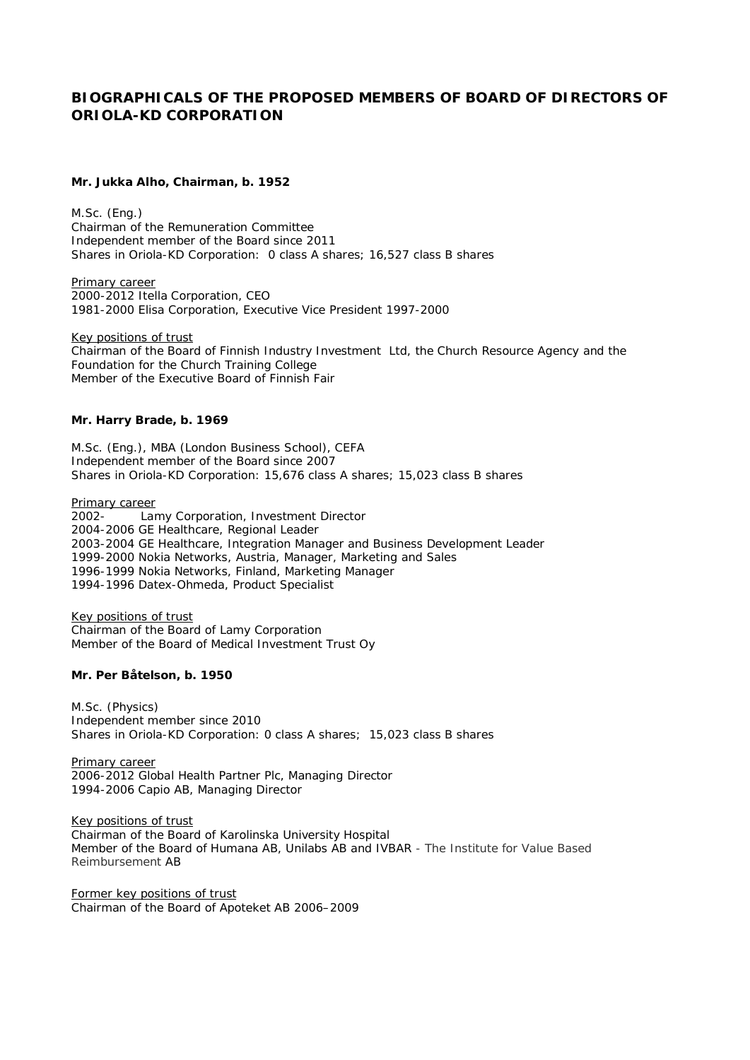# BIOGRAPHICALS OF THE PROPOSED MEMBERS OF BOARD OF DIRECTORS OF ORIOLA-KD CORPORATION

### Mr. Jukka Alho, Chairman, b. 1952

M.Sc. (Eng.)
Chairman of the Remuneration Committee
Independent member of the Board since 2011
Shares in Oriola-KD Corporation: 0 class A shares; 16,527 class B shares

<u>Primary career</u>
2000-2012 Itella Corporation, CEO
1981-2000 Elisa Corporation, Executive Vice President 1997-2000

<u>Key positions of trust</u>
Chairman of the Board of Finnish Industry Investment Ltd, the Church Resource Agency and the Foundation for the Church Training College
Member of the Executive Board of Finnish Fair

### Mr. Harry Brade, b. 1969

M.Sc. (Eng.), MBA (London Business School), CEFA
Independent member of the Board since 2007
Shares in Oriola-KD Corporation: 15,676 class A shares; 15,023 class B shares

<u>Primary career</u>
2002- Lamy Corporation, Investment Director
2004-2006 GE Healthcare, Regional Leader
2003-2004 GE Healthcare, Integration Manager and Business Development Leader
1999-2000 Nokia Networks, Austria, Manager, Marketing and Sales
1996-1999 Nokia Networks, Finland, Marketing Manager
1994-1996 Datex-Ohmeda, Product Specialist

<u>Key positions of trust</u>
Chairman of the Board of Lamy Corporation
Member of the Board of Medical Investment Trust Oy

### Mr. Per Båtelson, b. 1950

M.Sc. (Physics)
Independent member since 2010
Shares in Oriola-KD Corporation: 0 class A shares; 15,023 class B shares

<u>Primary career</u>
2006-2012 Global Health Partner Plc, Managing Director
1994-2006 Capio AB, Managing Director

<u>Key positions of trust</u>
Chairman of the Board of Karolinska University Hospital
Member of the Board of Humana AB, Unilabs AB and IVBAR - The Institute for Value Based Reimbursement AB

<u>Former key positions of trust</u>
Chairman of the Board of Apoteket AB 2006–2009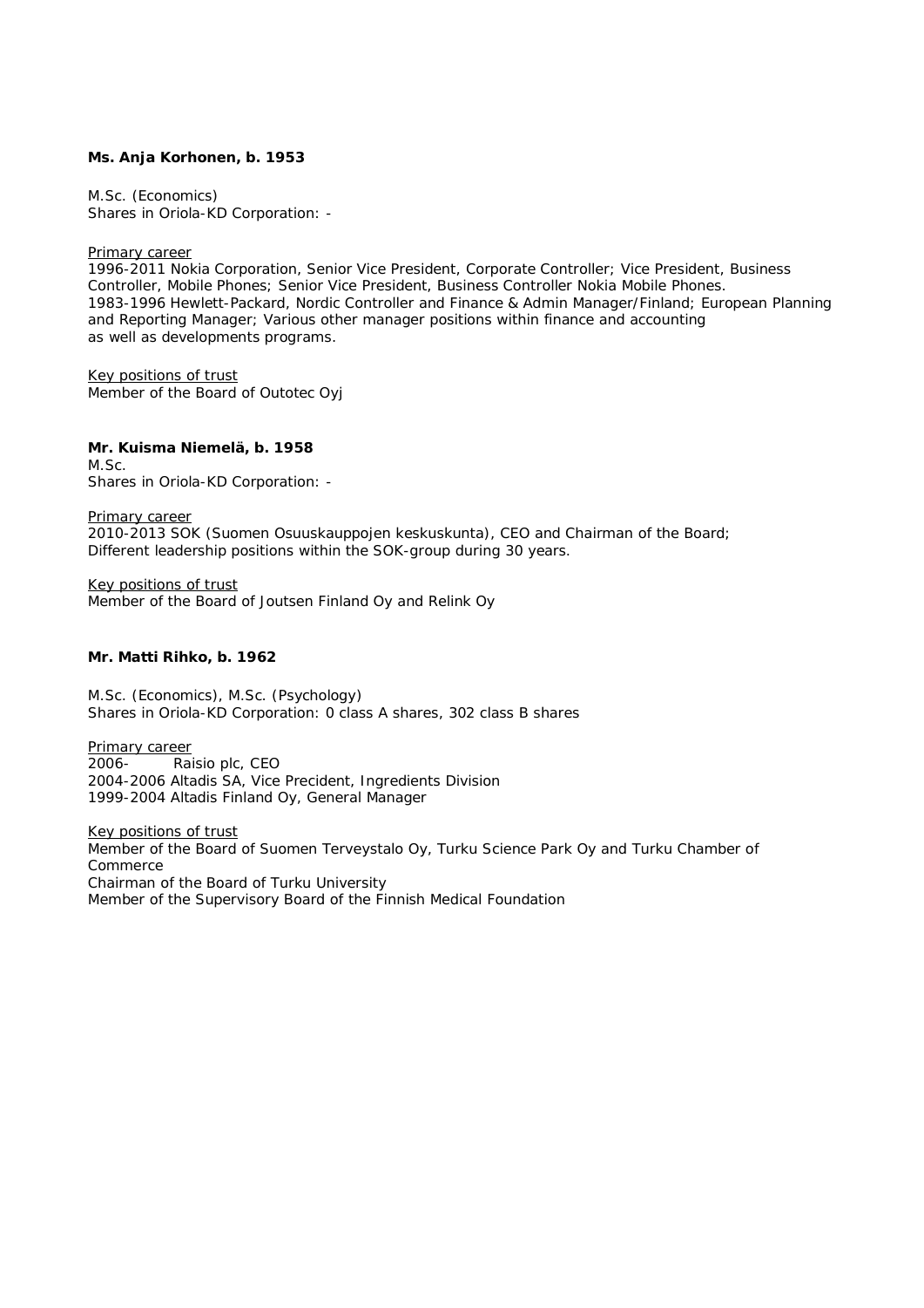**Ms. Anja Korhonen, b. 1953**

M.Sc. (Economics)
Shares in Oriola-KD Corporation: -

Primary career
1996-2011 Nokia Corporation, Senior Vice President, Corporate Controller; Vice President, Business Controller, Mobile Phones; Senior Vice President, Business Controller Nokia Mobile Phones.
1983-1996 Hewlett-Packard, Nordic Controller and Finance & Admin Manager/Finland; European Planning and Reporting Manager; Various other manager positions within finance and accounting as well as developments programs.

Key positions of trust
Member of the Board of Outotec Oyj

**Mr. Kuisma Niemelä, b. 1958**
M.Sc.
Shares in Oriola-KD Corporation: -

Primary career
2010-2013 SOK (Suomen Osuuskauppojen keskuskunta), CEO and Chairman of the Board; Different leadership positions within the SOK-group during 30 years.

Key positions of trust
Member of the Board of Joutsen Finland Oy and Relink Oy

**Mr. Matti Rihko, b. 1962**

M.Sc. (Economics), M.Sc. (Psychology)
Shares in Oriola-KD Corporation: 0 class A shares, 302 class B shares

Primary career
2006- Raisio plc, CEO
2004-2006 Altadis SA, Vice Precident, Ingredients Division
1999-2004 Altadis Finland Oy, General Manager

Key positions of trust
Member of the Board of Suomen Terveystalo Oy, Turku Science Park Oy and Turku Chamber of Commerce
Chairman of the Board of Turku University
Member of the Supervisory Board of the Finnish Medical Foundation